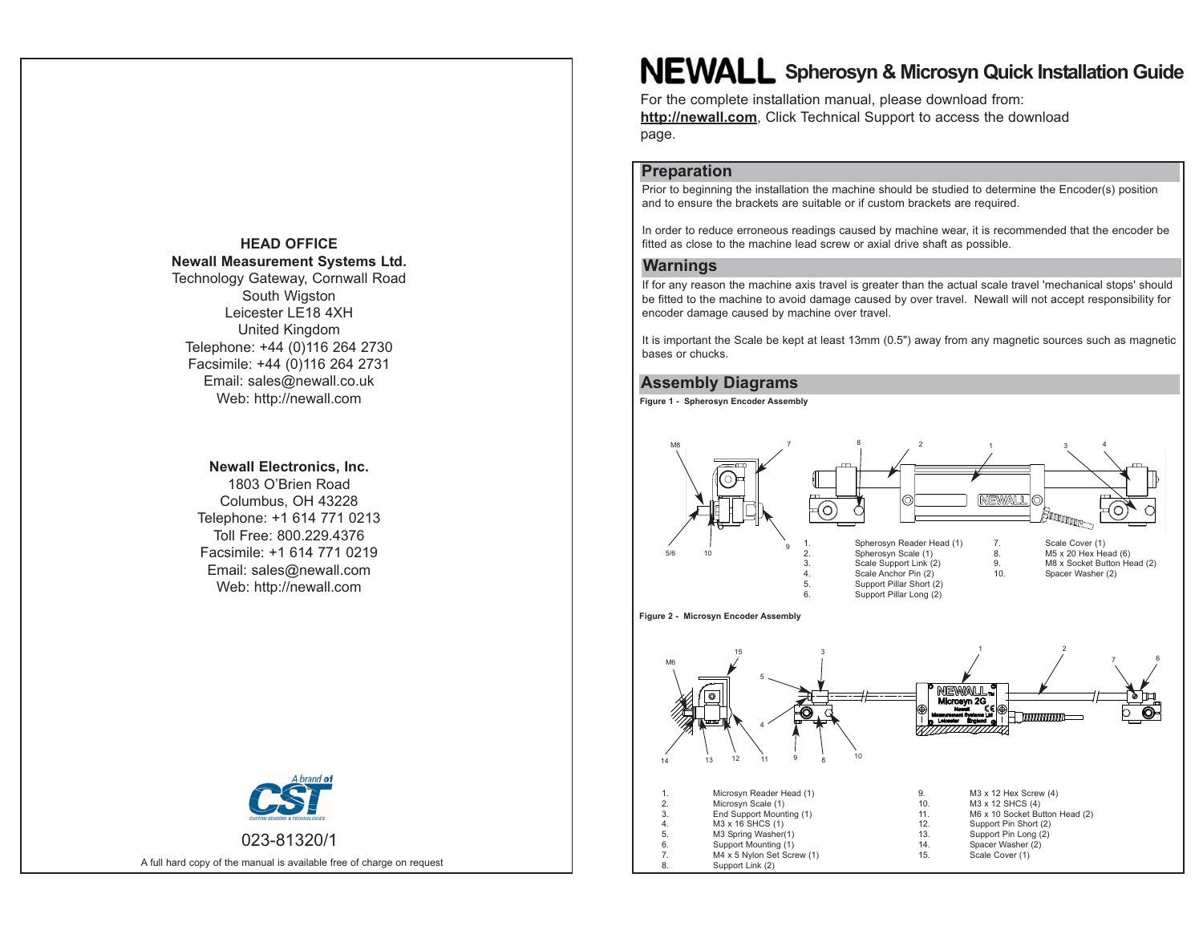**HEAD OFFICE**
**Newall Measurement Systems Ltd.**
Technology Gateway, Cornwall Road
South Wigston
Leicester LE18 4XH
United Kingdom
Telephone: +44 (0)116 264 2730
Facsimile: +44 (0)116 264 2731
Email: sales@newall.co.uk
Web: http://newall.com

**Newall Electronics, Inc.**
1803 O'Brien Road
Columbus, OH 43228
Telephone: +1 614 771 0213
Toll Free: 800.229.4376
Facsimile: +1 614 771 0219
Email: sales@newall.com
Web: http://newall.com

A brand of CST
CUSTOM SENSORS & TECHNOLOGIES

023-81320/1

A full hard copy of the manual is available free of charge on request

# NEWALL Spherosyn & Microsyn Quick Installation Guide

For the complete installation manual, please download from: **http://newall.com**, Click Technical Support to access the download page.

## Preparation

Prior to beginning the installation the machine should be studied to determine the Encoder(s) position and to ensure the brackets are suitable or if custom brackets are required.

In order to reduce erroneous readings caused by machine wear, it is recommended that the encoder be fitted as close to the machine lead screw or axial drive shaft as possible.

## Warnings

If for any reason the machine axis travel is greater than the actual scale travel 'mechanical stops' should be fitted to the machine to avoid damage caused by over travel. Newall will not accept responsibility for encoder damage caused by machine over travel.

It is important the Scale be kept at least 13mm (0.5") away from any magnetic sources such as magnetic bases or chucks.

## Assembly Diagrams

**Figure 1 - Spherosyn Encoder Assembly**

1. Spherosyn Reader Head (1)
2. Spherosyn Scale (1)
3. Scale Support Link (2)
4. Scale Anchor Pin (2)
5. Support Pillar Short (2)
6. Support Pillar Long (2)
7. Scale Cover (1)
8. M5 x 20 Hex Head (6)
9. M8 x Socket Button Head (2)
10. Spacer Washer (2)

**Figure 2 - Microsyn Encoder Assembly**

1. Microsyn Reader Head (1)
2. Microsyn Scale (1)
3. End Support Mounting (1)
4. M3 x 16 SHCS (1)
5. M3 Spring Washer(1)
6. Support Mounting (1)
7. M4 x 5 Nylon Set Screw (1)
8. Support Link (2)
9. M3 x 12 Hex Screw (4)
10. M3 x 12 SHCS (4)
11. M6 x 10 Socket Button Head (2)
12. Support Pin Short (2)
13. Support Pin Long (2)
14. Spacer Washer (2)
15. Scale Cover (1)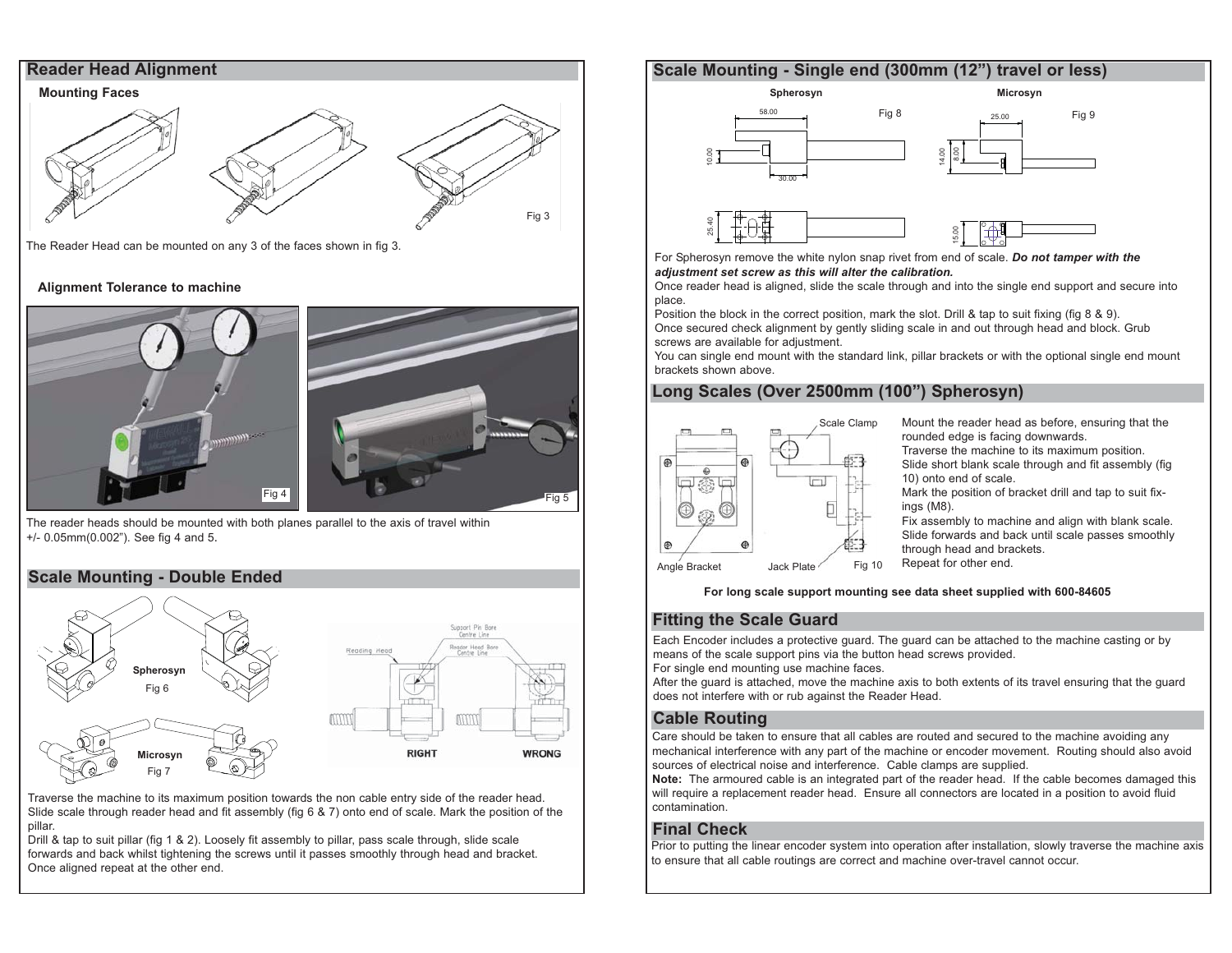## Reader Head Alignment

### Mounting Faces

Fig 3

The Reader Head can be mounted on any 3 of the faces shown in fig 3.

### Alignment Tolerance to machine

Fig 4

Fig 5

The reader heads should be mounted with both planes parallel to the axis of travel within +/- 0.05mm(0.002"). See fig 4 and 5.

## Scale Mounting - Double Ended

Spherosyn
Fig 6

Microsyn
Fig 7

Support Pin Bore Centre Line
Reader Head Bore Centre Line
Reading Head
RIGHT
WRONG

Traverse the machine to its maximum position towards the non cable entry side of the reader head. Slide scale through reader head and fit assembly (fig 6 & 7) onto end of scale. Mark the position of the pillar.
Drill & tap to suit pillar (fig 1 & 2). Loosely fit assembly to pillar, pass scale through, slide scale forwards and back whilst tightening the screws until it passes smoothly through head and bracket.
Once aligned repeat at the other end.

## Scale Mounting - Single end (300mm (12") travel or less)

Spherosyn
Fig 8
58.00
10.00
30.00
25.40

Microsyn
Fig 9
25.00
14.00
8.00
15.00

For Spherosyn remove the white nylon snap rivet from end of scale. ***Do not tamper with the adjustment set screw as this will alter the calibration.***
Once reader head is aligned, slide the scale through and into the single end support and secure into place.
Position the block in the correct position, mark the slot. Drill & tap to suit fixing (fig 8 & 9).
Once secured check alignment by gently sliding scale in and out through head and block. Grub screws are available for adjustment.
You can single end mount with the standard link, pillar brackets or with the optional single end mount brackets shown above.

## Long Scales (Over 2500mm (100") Spherosyn)

Scale Clamp
Angle Bracket
Jack Plate
Fig 10

Mount the reader head as before, ensuring that the rounded edge is facing downwards.
Traverse the machine to its maximum position.
Slide short blank scale through and fit assembly (fig 10) onto end of scale.
Mark the position of bracket drill and tap to suit fixings (M8).
Fix assembly to machine and align with blank scale.
Slide forwards and back until scale passes smoothly through head and brackets.
Repeat for other end.

**For long scale support mounting see data sheet supplied with 600-84605**

## Fitting the Scale Guard

Each Encoder includes a protective guard. The guard can be attached to the machine casting or by means of the scale support pins via the button head screws provided.
For single end mounting use machine faces.
After the guard is attached, move the machine axis to both extents of its travel ensuring that the guard does not interfere with or rub against the Reader Head.

## Cable Routing

Care should be taken to ensure that all cables are routed and secured to the machine avoiding any mechanical interference with any part of the machine or encoder movement. Routing should also avoid sources of electrical noise and interference. Cable clamps are supplied.
**Note:** The armoured cable is an integrated part of the reader head. If the cable becomes damaged this will require a replacement reader head. Ensure all connectors are located in a position to avoid fluid contamination.

## Final Check

Prior to putting the linear encoder system into operation after installation, slowly traverse the machine axis to ensure that all cable routings are correct and machine over-travel cannot occur.